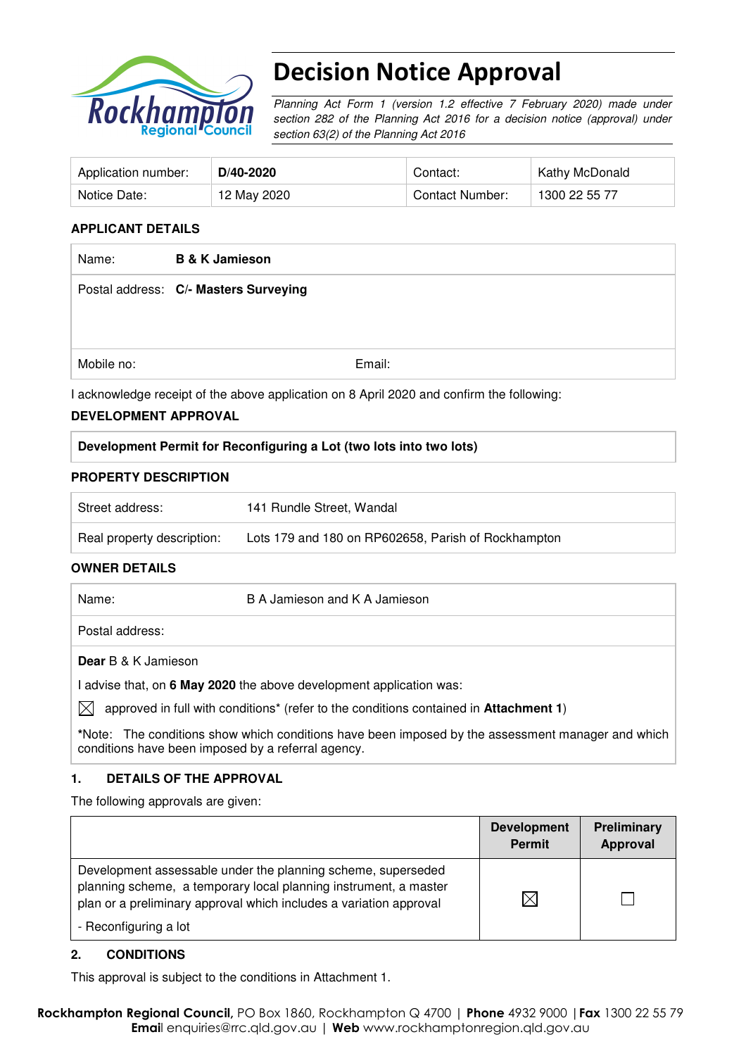# Decision Notice Approval

*Planning Act Form 1 (version 1.2 effective 7 February 2020) made under section 282 of the Planning Act 2016 for a decision notice (approval) under section 63(2) of the Planning Act 2016*

| Application number: | **D/40-2020** | Contact: | Kathy McDonald |
|---|---|---|---|
| Notice Date: | 12 May 2020 | Contact Number: | 1300 22 55 77 |

## APPLICANT DETAILS

| | |
|---|---|
| Name: | **B & K Jamieson** |
| Postal address: | **C/- Masters Surveying** |
| Mobile no: | Email: |

I acknowledge receipt of the above application on 8 April 2020 and confirm the following:

## DEVELOPMENT APPROVAL

**Development Permit for Reconfiguring a Lot (two lots into two lots)**

## PROPERTY DESCRIPTION

| | |
|---|---|
| Street address: | 141 Rundle Street, Wandal |
| Real property description: | Lots 179 and 180 on RP602658, Parish of Rockhampton |

## OWNER DETAILS

| | |
|---|---|
| Name: | B A Jamieson and K A Jamieson |
| Postal address: | |

**Dear** B & K Jamieson

I advise that, on **6 May 2020** the above development application was:

☒ approved in full with conditions* (refer to the conditions contained in **Attachment 1**)

*Note: The conditions show which conditions have been imposed by the assessment manager and which conditions have been imposed by a referral agency.

## 1. DETAILS OF THE APPROVAL

The following approvals are given:

| | Development Permit | Preliminary Approval |
|---|---|---|
| Development assessable under the planning scheme, superseded planning scheme, a temporary local planning instrument, a master plan or a preliminary approval which includes a variation approval<br>- Reconfiguring a lot | ☒ | ☐ |

## 2. CONDITIONS

This approval is subject to the conditions in Attachment 1.

**Rockhampton Regional Council**, PO Box 1860, Rockhampton Q 4700 | **Phone** 4932 9000 | **Fax** 1300 22 55 79
**Email** enquiries@rrc.qld.gov.au | **Web** www.rockhamptonregion.qld.gov.au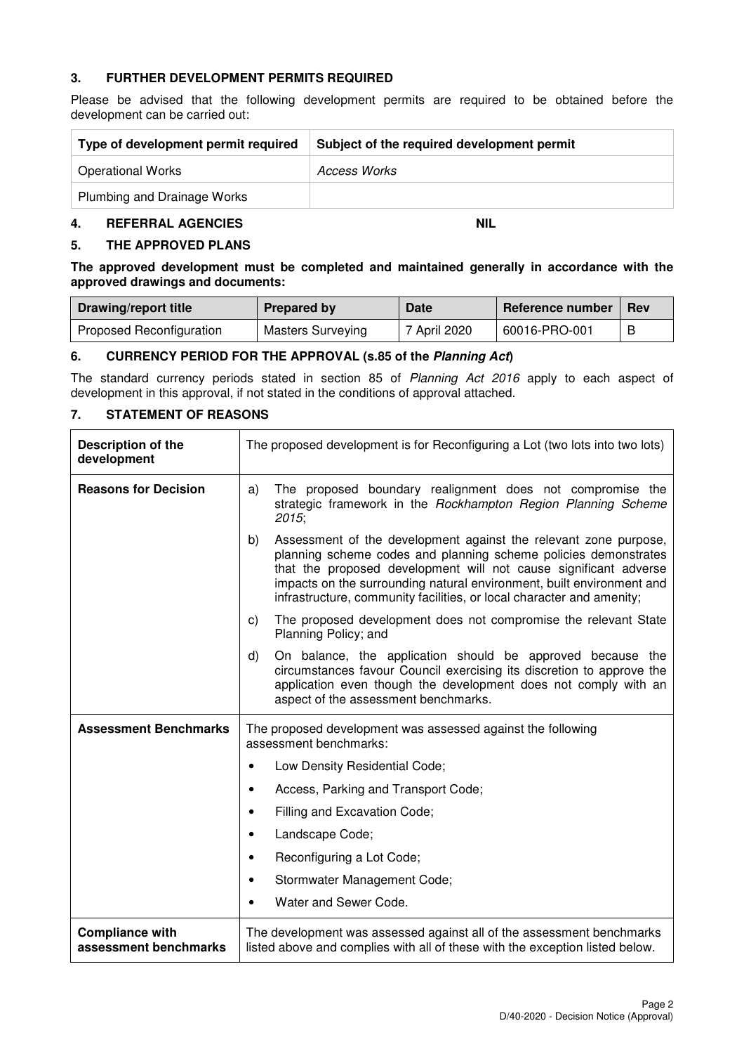## 3. FURTHER DEVELOPMENT PERMITS REQUIRED

Please be advised that the following development permits are required to be obtained before the development can be carried out:

| Type of development permit required | Subject of the required development permit |
|---|---|
| Operational Works | *Access Works* |
| Plumbing and Drainage Works | |

## 4. REFERRAL AGENCIES NIL

## 5. THE APPROVED PLANS

**The approved development must be completed and maintained generally in accordance with the approved drawings and documents:**

| Drawing/report title | Prepared by | Date | Reference number | Rev |
|---|---|---|---|---|
| Proposed Reconfiguration | Masters Surveying | 7 April 2020 | 60016-PRO-001 | B |

## 6. CURRENCY PERIOD FOR THE APPROVAL (s.85 of the *Planning Act*)

The standard currency periods stated in section 85 of *Planning Act 2016* apply to each aspect of development in this approval, if not stated in the conditions of approval attached.

## 7. STATEMENT OF REASONS

| | |
|---|---|
| **Description of the development** | The proposed development is for Reconfiguring a Lot (two lots into two lots) |
| **Reasons for Decision** | a) The proposed boundary realignment does not compromise the strategic framework in the *Rockhampton Region Planning Scheme 2015*;<br>b) Assessment of the development against the relevant zone purpose, planning scheme codes and planning scheme policies demonstrates that the proposed development will not cause significant adverse impacts on the surrounding natural environment, built environment and infrastructure, community facilities, or local character and amenity;<br>c) The proposed development does not compromise the relevant State Planning Policy; and<br>d) On balance, the application should be approved because the circumstances favour Council exercising its discretion to approve the application even though the development does not comply with an aspect of the assessment benchmarks. |
| **Assessment Benchmarks** | The proposed development was assessed against the following assessment benchmarks:<br>• Low Density Residential Code;<br>• Access, Parking and Transport Code;<br>• Filling and Excavation Code;<br>• Landscape Code;<br>• Reconfiguring a Lot Code;<br>• Stormwater Management Code;<br>• Water and Sewer Code. |
| **Compliance with assessment benchmarks** | The development was assessed against all of the assessment benchmarks listed above and complies with all of these with the exception listed below. |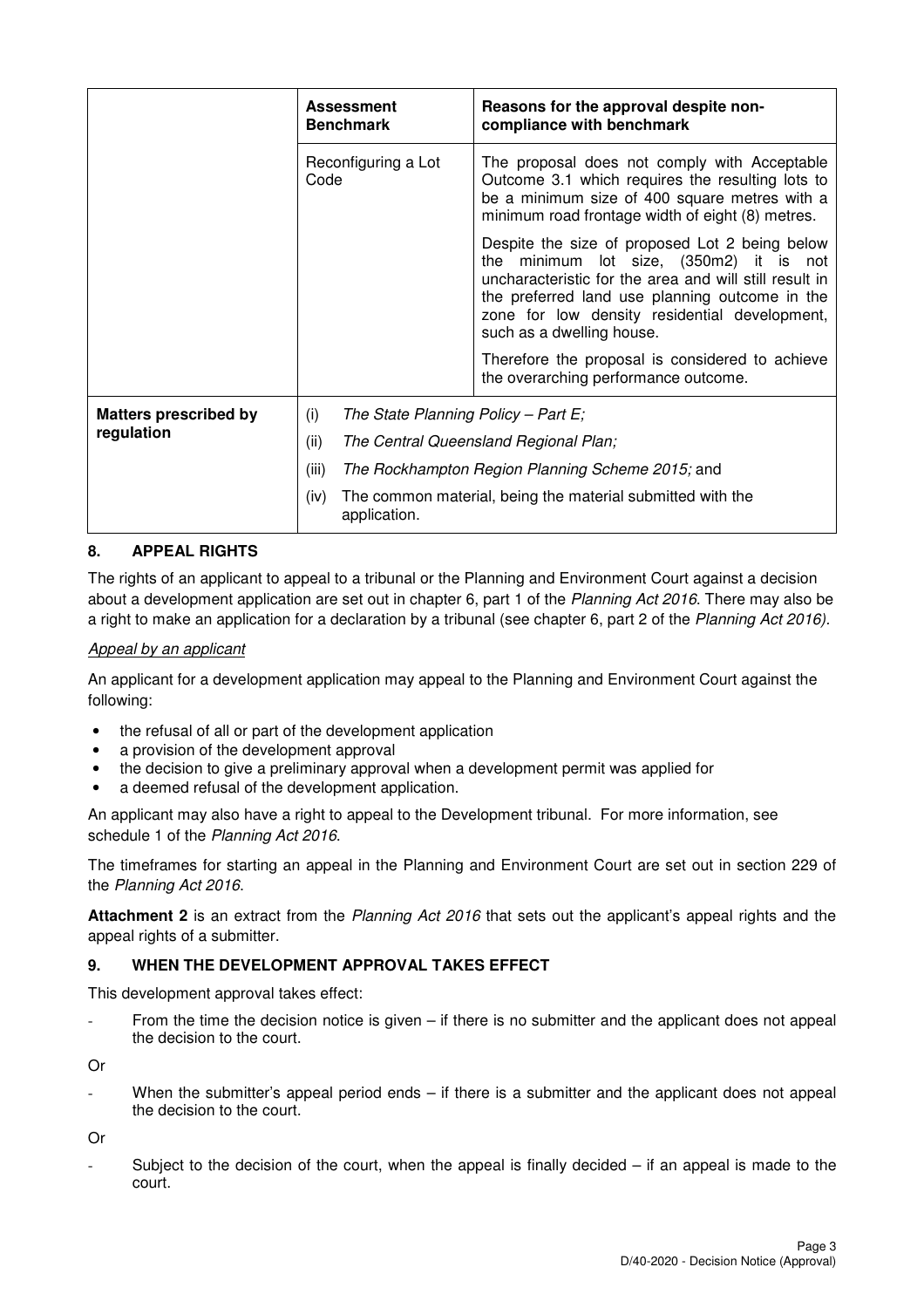| | Assessment Benchmark | Reasons for the approval despite non-compliance with benchmark |
|---|---|---|
| | Reconfiguring a Lot Code | The proposal does not comply with Acceptable Outcome 3.1 which requires the resulting lots to be a minimum size of 400 square metres with a minimum road frontage width of eight (8) metres.<br><br>Despite the size of proposed Lot 2 being below the minimum lot size, (350m2) it is not uncharacteristic for the area and will still result in the preferred land use planning outcome in the zone for low density residential development, such as a dwelling house.<br><br>Therefore the proposal is considered to achieve the overarching performance outcome. |
| **Matters prescribed by regulation** | (i) *The State Planning Policy – Part E;*<br>(ii) *The Central Queensland Regional Plan;*<br>(iii) *The Rockhampton Region Planning Scheme 2015;* and<br>(iv) The common material, being the material submitted with the application. | |

## 8. APPEAL RIGHTS

The rights of an applicant to appeal to a tribunal or the Planning and Environment Court against a decision about a development application are set out in chapter 6, part 1 of the *Planning Act 2016*. There may also be a right to make an application for a declaration by a tribunal (see chapter 6, part 2 of the *Planning Act 2016)*.

*Appeal by an applicant*

An applicant for a development application may appeal to the Planning and Environment Court against the following:

- the refusal of all or part of the development application
- a provision of the development approval
- the decision to give a preliminary approval when a development permit was applied for
- a deemed refusal of the development application.

An applicant may also have a right to appeal to the Development tribunal. For more information, see schedule 1 of the *Planning Act 2016*.

The timeframes for starting an appeal in the Planning and Environment Court are set out in section 229 of the *Planning Act 2016*.

**Attachment 2** is an extract from the *Planning Act 2016* that sets out the applicant's appeal rights and the appeal rights of a submitter.

## 9. WHEN THE DEVELOPMENT APPROVAL TAKES EFFECT

This development approval takes effect:

- From the time the decision notice is given – if there is no submitter and the applicant does not appeal the decision to the court.

Or

- When the submitter's appeal period ends – if there is a submitter and the applicant does not appeal the decision to the court.

Or

- Subject to the decision of the court, when the appeal is finally decided – if an appeal is made to the court.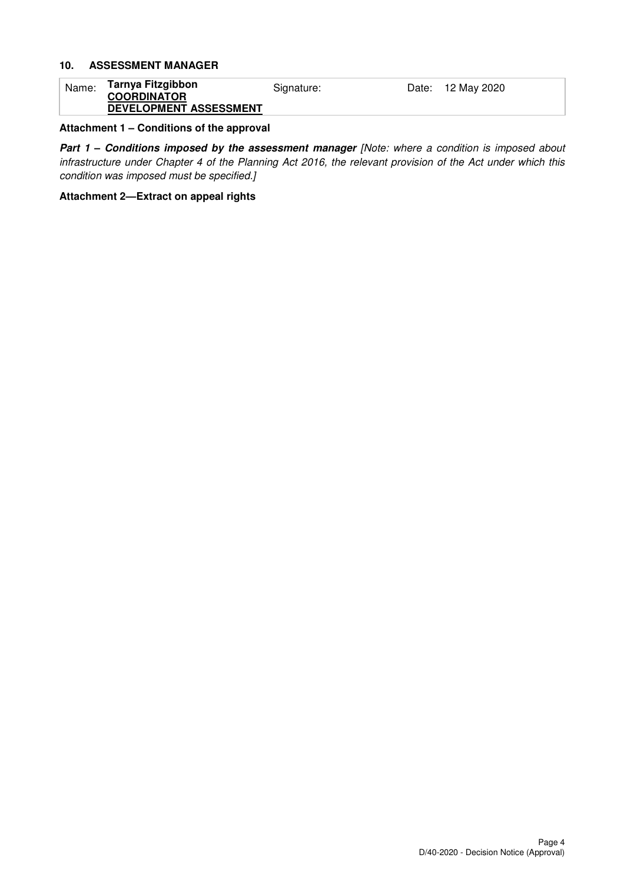## 10. ASSESSMENT MANAGER

| Name: | **Tarnya Fitzgibbon** **COORDINATOR** **DEVELOPMENT ASSESSMENT** | Signature: | Date: 12 May 2020 |
|---|---|---|---|

**Attachment 1 – Conditions of the approval**

***Part 1 – Conditions imposed by the assessment manager*** *[Note: where a condition is imposed about infrastructure under Chapter 4 of the Planning Act 2016, the relevant provision of the Act under which this condition was imposed must be specified.]*

**Attachment 2—Extract on appeal rights**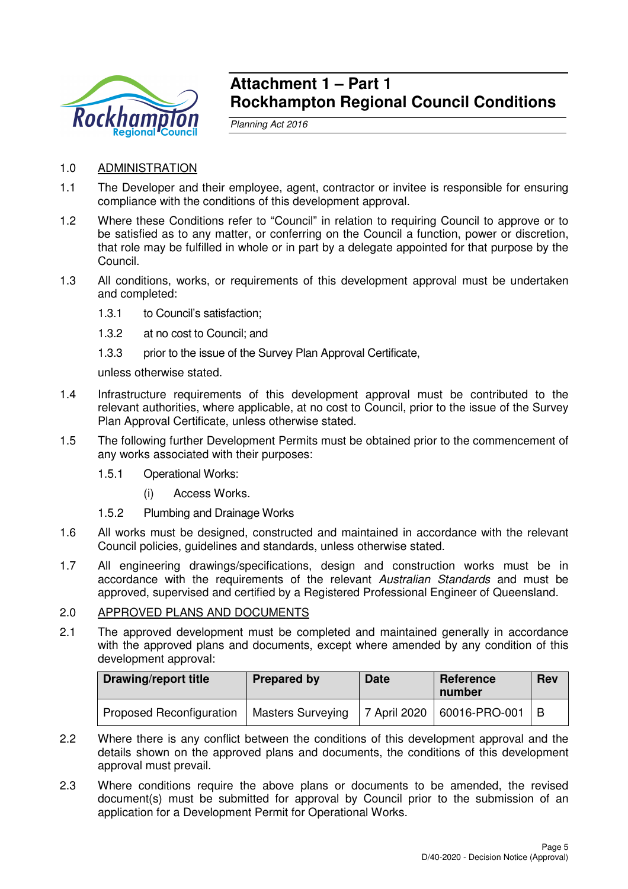# Attachment 1 – Part 1
# Rockhampton Regional Council Conditions

*Planning Act 2016*

1.0 ADMINISTRATION

1.1 The Developer and their employee, agent, contractor or invitee is responsible for ensuring compliance with the conditions of this development approval.

1.2 Where these Conditions refer to "Council" in relation to requiring Council to approve or to be satisfied as to any matter, or conferring on the Council a function, power or discretion, that role may be fulfilled in whole or in part by a delegate appointed for that purpose by the Council.

1.3 All conditions, works, or requirements of this development approval must be undertaken and completed:

1.3.1 to Council's satisfaction;

1.3.2 at no cost to Council; and

1.3.3 prior to the issue of the Survey Plan Approval Certificate,

unless otherwise stated.

1.4 Infrastructure requirements of this development approval must be contributed to the relevant authorities, where applicable, at no cost to Council, prior to the issue of the Survey Plan Approval Certificate, unless otherwise stated.

1.5 The following further Development Permits must be obtained prior to the commencement of any works associated with their purposes:

1.5.1 Operational Works:

(i) Access Works.

1.5.2 Plumbing and Drainage Works

1.6 All works must be designed, constructed and maintained in accordance with the relevant Council policies, guidelines and standards, unless otherwise stated.

1.7 All engineering drawings/specifications, design and construction works must be in accordance with the requirements of the relevant *Australian Standards* and must be approved, supervised and certified by a Registered Professional Engineer of Queensland.

2.0 APPROVED PLANS AND DOCUMENTS

2.1 The approved development must be completed and maintained generally in accordance with the approved plans and documents, except where amended by any condition of this development approval:

| Drawing/report title | Prepared by | Date | Reference number | Rev |
|---|---|---|---|---|
| Proposed Reconfiguration | Masters Surveying | 7 April 2020 | 60016-PRO-001 | B |

2.2 Where there is any conflict between the conditions of this development approval and the details shown on the approved plans and documents, the conditions of this development approval must prevail.

2.3 Where conditions require the above plans or documents to be amended, the revised document(s) must be submitted for approval by Council prior to the submission of an application for a Development Permit for Operational Works.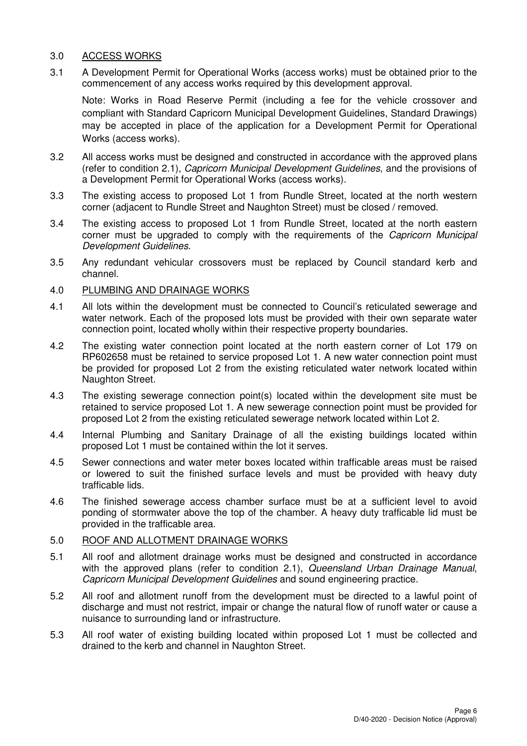## 3.0 ACCESS WORKS

3.1 A Development Permit for Operational Works (access works) must be obtained prior to the commencement of any access works required by this development approval.

Note: Works in Road Reserve Permit (including a fee for the vehicle crossover and compliant with Standard Capricorn Municipal Development Guidelines, Standard Drawings) may be accepted in place of the application for a Development Permit for Operational Works (access works).

3.2 All access works must be designed and constructed in accordance with the approved plans (refer to condition 2.1), *Capricorn Municipal Development Guidelines*, and the provisions of a Development Permit for Operational Works (access works).

3.3 The existing access to proposed Lot 1 from Rundle Street, located at the north western corner (adjacent to Rundle Street and Naughton Street) must be closed / removed.

3.4 The existing access to proposed Lot 1 from Rundle Street, located at the north eastern corner must be upgraded to comply with the requirements of the *Capricorn Municipal Development Guidelines*.

3.5 Any redundant vehicular crossovers must be replaced by Council standard kerb and channel.

## 4.0 PLUMBING AND DRAINAGE WORKS

4.1 All lots within the development must be connected to Council's reticulated sewerage and water network. Each of the proposed lots must be provided with their own separate water connection point, located wholly within their respective property boundaries.

4.2 The existing water connection point located at the north eastern corner of Lot 179 on RP602658 must be retained to service proposed Lot 1. A new water connection point must be provided for proposed Lot 2 from the existing reticulated water network located within Naughton Street.

4.3 The existing sewerage connection point(s) located within the development site must be retained to service proposed Lot 1. A new sewerage connection point must be provided for proposed Lot 2 from the existing reticulated sewerage network located within Lot 2.

4.4 Internal Plumbing and Sanitary Drainage of all the existing buildings located within proposed Lot 1 must be contained within the lot it serves.

4.5 Sewer connections and water meter boxes located within trafficable areas must be raised or lowered to suit the finished surface levels and must be provided with heavy duty trafficable lids.

4.6 The finished sewerage access chamber surface must be at a sufficient level to avoid ponding of stormwater above the top of the chamber. A heavy duty trafficable lid must be provided in the trafficable area.

## 5.0 ROOF AND ALLOTMENT DRAINAGE WORKS

5.1 All roof and allotment drainage works must be designed and constructed in accordance with the approved plans (refer to condition 2.1), *Queensland Urban Drainage Manual*, *Capricorn Municipal Development Guidelines* and sound engineering practice.

5.2 All roof and allotment runoff from the development must be directed to a lawful point of discharge and must not restrict, impair or change the natural flow of runoff water or cause a nuisance to surrounding land or infrastructure.

5.3 All roof water of existing building located within proposed Lot 1 must be collected and drained to the kerb and channel in Naughton Street.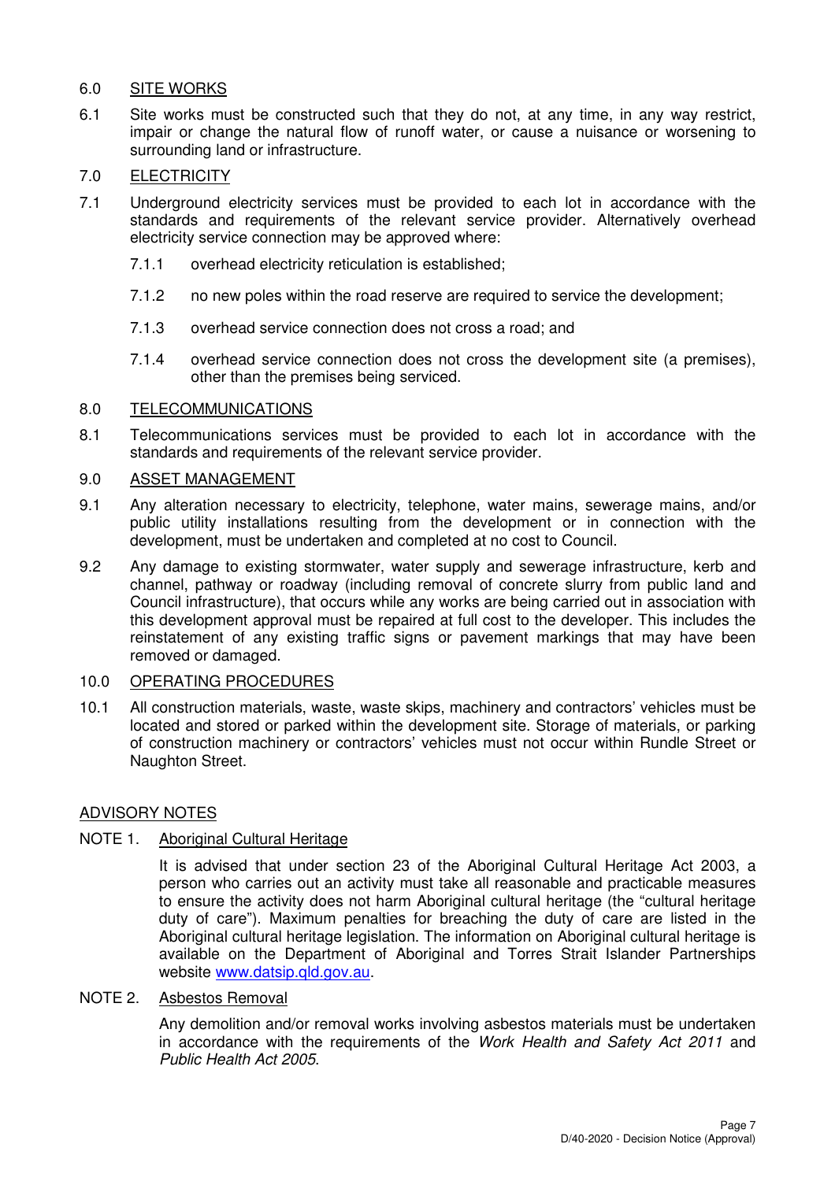## 6.0 SITE WORKS

6.1 Site works must be constructed such that they do not, at any time, in any way restrict, impair or change the natural flow of runoff water, or cause a nuisance or worsening to surrounding land or infrastructure.

## 7.0 ELECTRICITY

7.1 Underground electricity services must be provided to each lot in accordance with the standards and requirements of the relevant service provider. Alternatively overhead electricity service connection may be approved where:

- 7.1.1 overhead electricity reticulation is established;
- 7.1.2 no new poles within the road reserve are required to service the development;
- 7.1.3 overhead service connection does not cross a road; and
- 7.1.4 overhead service connection does not cross the development site (a premises), other than the premises being serviced.

## 8.0 TELECOMMUNICATIONS

8.1 Telecommunications services must be provided to each lot in accordance with the standards and requirements of the relevant service provider.

## 9.0 ASSET MANAGEMENT

9.1 Any alteration necessary to electricity, telephone, water mains, sewerage mains, and/or public utility installations resulting from the development or in connection with the development, must be undertaken and completed at no cost to Council.

9.2 Any damage to existing stormwater, water supply and sewerage infrastructure, kerb and channel, pathway or roadway (including removal of concrete slurry from public land and Council infrastructure), that occurs while any works are being carried out in association with this development approval must be repaired at full cost to the developer. This includes the reinstatement of any existing traffic signs or pavement markings that may have been removed or damaged.

## 10.0 OPERATING PROCEDURES

10.1 All construction materials, waste, waste skips, machinery and contractors' vehicles must be located and stored or parked within the development site. Storage of materials, or parking of construction machinery or contractors' vehicles must not occur within Rundle Street or Naughton Street.

## ADVISORY NOTES

### NOTE 1. Aboriginal Cultural Heritage

It is advised that under section 23 of the Aboriginal Cultural Heritage Act 2003, a person who carries out an activity must take all reasonable and practicable measures to ensure the activity does not harm Aboriginal cultural heritage (the "cultural heritage duty of care"). Maximum penalties for breaching the duty of care are listed in the Aboriginal cultural heritage legislation. The information on Aboriginal cultural heritage is available on the Department of Aboriginal and Torres Strait Islander Partnerships website www.datsip.qld.gov.au.

### NOTE 2. Asbestos Removal

Any demolition and/or removal works involving asbestos materials must be undertaken in accordance with the requirements of the *Work Health and Safety Act 2011* and *Public Health Act 2005*.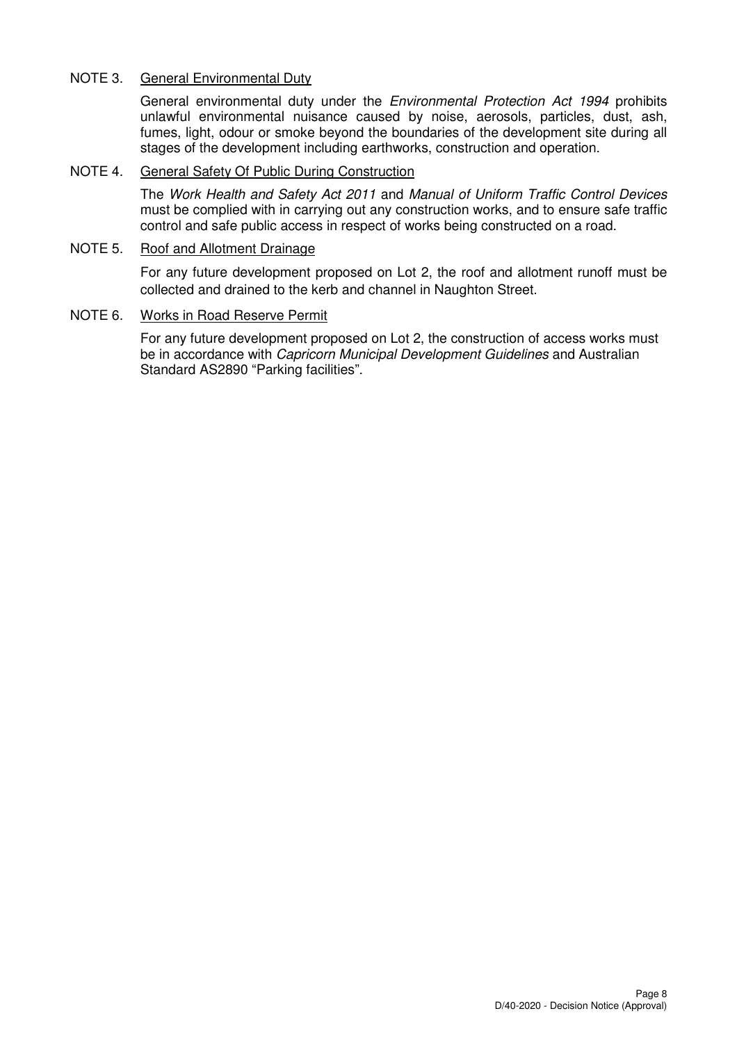NOTE 3. <u>General Environmental Duty</u>

General environmental duty under the *Environmental Protection Act 1994* prohibits unlawful environmental nuisance caused by noise, aerosols, particles, dust, ash, fumes, light, odour or smoke beyond the boundaries of the development site during all stages of the development including earthworks, construction and operation.

NOTE 4. <u>General Safety Of Public During Construction</u>

The *Work Health and Safety Act 2011* and *Manual of Uniform Traffic Control Devices* must be complied with in carrying out any construction works, and to ensure safe traffic control and safe public access in respect of works being constructed on a road.

NOTE 5. <u>Roof and Allotment Drainage</u>

For any future development proposed on Lot 2, the roof and allotment runoff must be collected and drained to the kerb and channel in Naughton Street.

NOTE 6. <u>Works in Road Reserve Permit</u>

For any future development proposed on Lot 2, the construction of access works must be in accordance with *Capricorn Municipal Development Guidelines* and Australian Standard AS2890 "Parking facilities".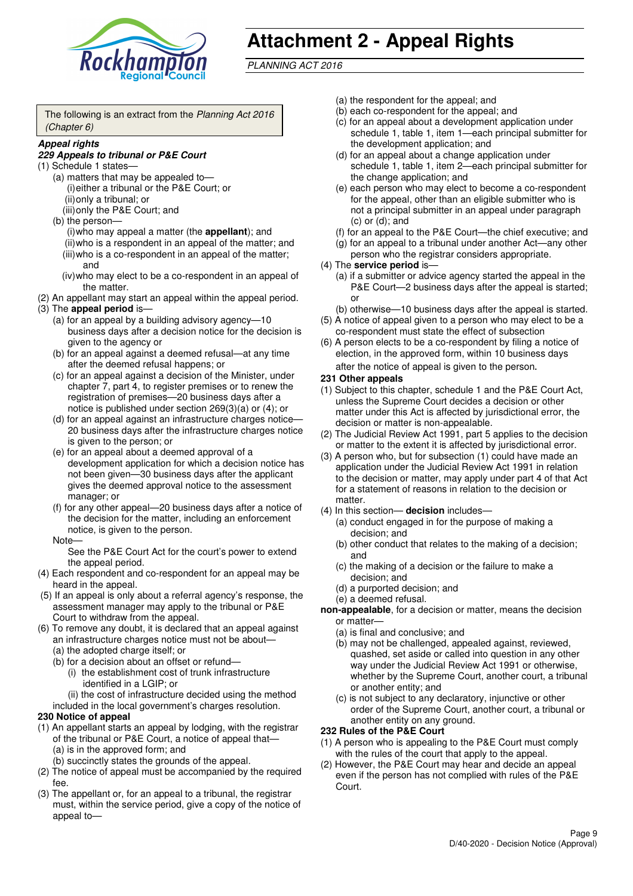# Attachment 2 - Appeal Rights

*PLANNING ACT 2016*

The following is an extract from the *Planning Act 2016 (Chapter 6)*

***Appeal rights***

***229 Appeals to tribunal or P&E Court***

(1) Schedule 1 states—

(a) matters that may be appealed to—

(i) either a tribunal or the P&E Court; or

(ii) only a tribunal; or

(iii) only the P&E Court; and

(b) the person—

(i) who may appeal a matter (the **appellant**); and

(ii) who is a respondent in an appeal of the matter; and

(iii) who is a co-respondent in an appeal of the matter; and

(iv) who may elect to be a co-respondent in an appeal of the matter.

(2) An appellant may start an appeal within the appeal period.

(3) The **appeal period** is—

(a) for an appeal by a building advisory agency—10 business days after a decision notice for the decision is given to the agency or

(b) for an appeal against a deemed refusal—at any time after the deemed refusal happens; or

(c) for an appeal against a decision of the Minister, under chapter 7, part 4, to register premises or to renew the registration of premises—20 business days after a notice is published under section 269(3)(a) or (4); or

(d) for an appeal against an infrastructure charges notice—20 business days after the infrastructure charges notice is given to the person; or

(e) for an appeal about a deemed approval of a development application for which a decision notice has not been given—30 business days after the applicant gives the deemed approval notice to the assessment manager; or

(f) for any other appeal—20 business days after a notice of the decision for the matter, including an enforcement notice, is given to the person.

Note—

See the P&E Court Act for the court's power to extend the appeal period.

(4) Each respondent and co-respondent for an appeal may be heard in the appeal.

(5) If an appeal is only about a referral agency's response, the assessment manager may apply to the tribunal or P&E Court to withdraw from the appeal.

(6) To remove any doubt, it is declared that an appeal against an infrastructure charges notice must not be about—

(a) the adopted charge itself; or

(b) for a decision about an offset or refund—

(i) the establishment cost of trunk infrastructure identified in a LGIP; or

(ii) the cost of infrastructure decided using the method included in the local government's charges resolution.

**230 Notice of appeal**

(1) An appellant starts an appeal by lodging, with the registrar of the tribunal or P&E Court, a notice of appeal that—

(a) is in the approved form; and

(b) succinctly states the grounds of the appeal.

(2) The notice of appeal must be accompanied by the required fee.

(3) The appellant or, for an appeal to a tribunal, the registrar must, within the service period, give a copy of the notice of appeal to—

(a) the respondent for the appeal; and

(b) each co-respondent for the appeal; and

(c) for an appeal about a development application under schedule 1, table 1, item 1—each principal submitter for the development application; and

(d) for an appeal about a change application under schedule 1, table 1, item 2—each principal submitter for the change application; and

(e) each person who may elect to become a co-respondent for the appeal, other than an eligible submitter who is not a principal submitter in an appeal under paragraph (c) or (d); and

(f) for an appeal to the P&E Court—the chief executive; and

(g) for an appeal to a tribunal under another Act—any other person who the registrar considers appropriate.

(4) The **service period** is—

(a) if a submitter or advice agency started the appeal in the P&E Court—2 business days after the appeal is started; or

(b) otherwise—10 business days after the appeal is started.

(5) A notice of appeal given to a person who may elect to be a co-respondent must state the effect of subsection

(6) A person elects to be a co-respondent by filing a notice of election, in the approved form, within 10 business days after the notice of appeal is given to the person.

**231 Other appeals**

(1) Subject to this chapter, schedule 1 and the P&E Court Act, unless the Supreme Court decides a decision or other matter under this Act is affected by jurisdictional error, the decision or matter is non-appealable.

(2) The Judicial Review Act 1991, part 5 applies to the decision or matter to the extent it is affected by jurisdictional error.

(3) A person who, but for subsection (1) could have made an application under the Judicial Review Act 1991 in relation to the decision or matter, may apply under part 4 of that Act for a statement of reasons in relation to the decision or matter.

(4) In this section— **decision** includes—

(a) conduct engaged in for the purpose of making a decision; and

(b) other conduct that relates to the making of a decision; and

(c) the making of a decision or the failure to make a decision; and

(d) a purported decision; and

(e) a deemed refusal.

**non-appealable**, for a decision or matter, means the decision or matter—

(a) is final and conclusive; and

(b) may not be challenged, appealed against, reviewed, quashed, set aside or called into question in any other way under the Judicial Review Act 1991 or otherwise, whether by the Supreme Court, another court, a tribunal or another entity; and

(c) is not subject to any declaratory, injunctive or other order of the Supreme Court, another court, a tribunal or another entity on any ground.

**232 Rules of the P&E Court**

(1) A person who is appealing to the P&E Court must comply with the rules of the court that apply to the appeal.

(2) However, the P&E Court may hear and decide an appeal even if the person has not complied with rules of the P&E Court.

D/40-2020 - Decision Notice (Approval)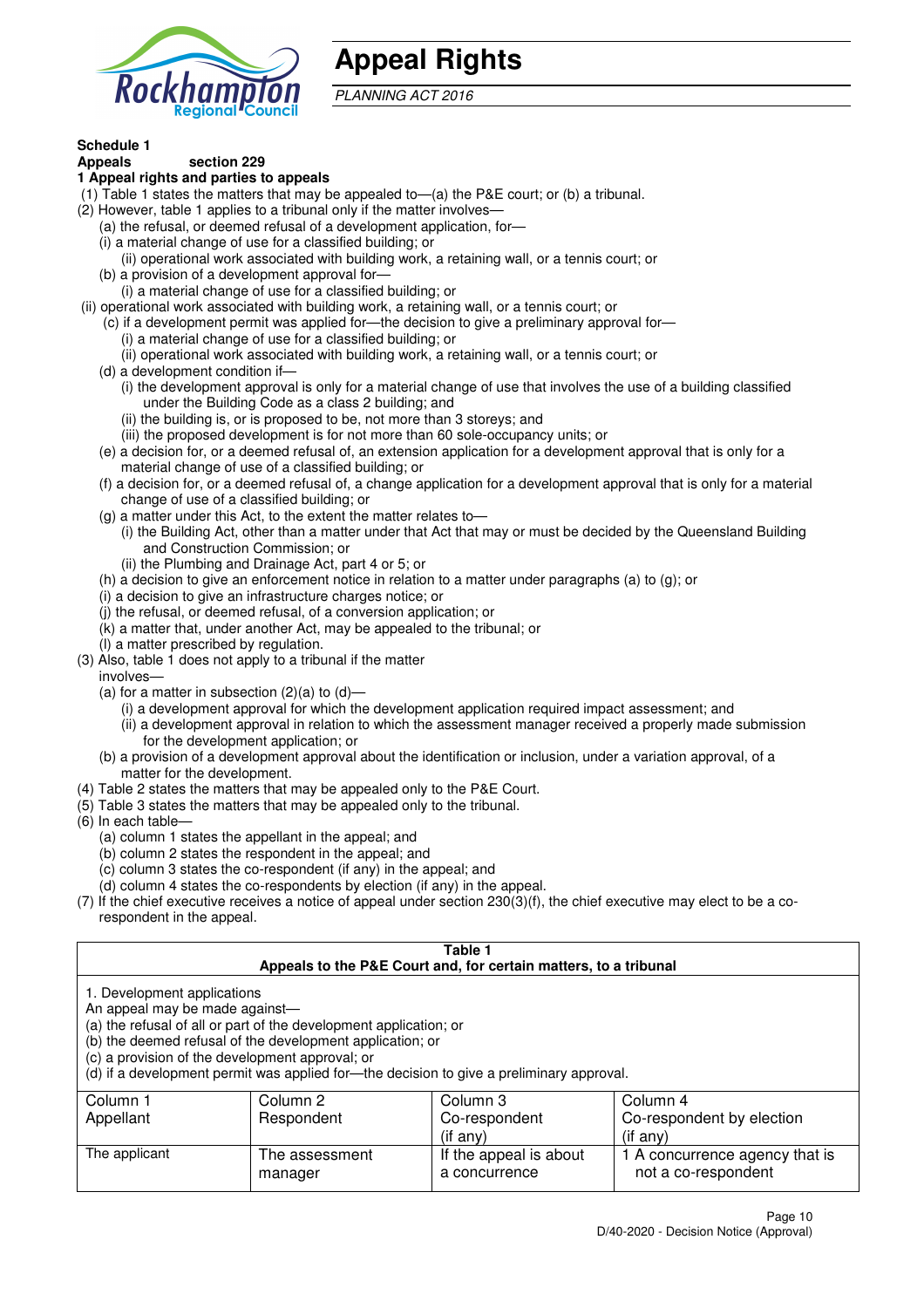# Appeal Rights

*PLANNING ACT 2016*

**Schedule 1**
**Appeals section 229**
**1 Appeal rights and parties to appeals**

(1) Table 1 states the matters that may be appealed to—(a) the P&E court; or (b) a tribunal.

(2) However, table 1 applies to a tribunal only if the matter involves—

(a) the refusal, or deemed refusal of a development application, for—

(i) a material change of use for a classified building; or

(ii) operational work associated with building work, a retaining wall, or a tennis court; or

(b) a provision of a development approval for—

(i) a material change of use for a classified building; or

(ii) operational work associated with building work, a retaining wall, or a tennis court; or

(c) if a development permit was applied for—the decision to give a preliminary approval for—

(i) a material change of use for a classified building; or

(ii) operational work associated with building work, a retaining wall, or a tennis court; or

(d) a development condition if—

(i) the development approval is only for a material change of use that involves the use of a building classified under the Building Code as a class 2 building; and

(ii) the building is, or is proposed to be, not more than 3 storeys; and

(iii) the proposed development is for not more than 60 sole-occupancy units; or

(e) a decision for, or a deemed refusal of, an extension application for a development approval that is only for a material change of use of a classified building; or

(f) a decision for, or a deemed refusal of, a change application for a development approval that is only for a material change of use of a classified building; or

(g) a matter under this Act, to the extent the matter relates to—

(i) the Building Act, other than a matter under that Act that may or must be decided by the Queensland Building and Construction Commission; or

(ii) the Plumbing and Drainage Act, part 4 or 5; or

(h) a decision to give an enforcement notice in relation to a matter under paragraphs (a) to (g); or

(i) a decision to give an infrastructure charges notice; or

(j) the refusal, or deemed refusal, of a conversion application; or

(k) a matter that, under another Act, may be appealed to the tribunal; or

(l) a matter prescribed by regulation.

(3) Also, table 1 does not apply to a tribunal if the matter involves—

(a) for a matter in subsection (2)(a) to (d)—

(i) a development approval for which the development application required impact assessment; and

(ii) a development approval in relation to which the assessment manager received a properly made submission for the development application; or

(b) a provision of a development approval about the identification or inclusion, under a variation approval, of a matter for the development.

(4) Table 2 states the matters that may be appealed only to the P&E Court.

(5) Table 3 states the matters that may be appealed only to the tribunal.

(6) In each table—

(a) column 1 states the appellant in the appeal; and

(b) column 2 states the respondent in the appeal; and

(c) column 3 states the co-respondent (if any) in the appeal; and

(d) column 4 states the co-respondents by election (if any) in the appeal.

(7) If the chief executive receives a notice of appeal under section 230(3)(f), the chief executive may elect to be a co-respondent in the appeal.

**Table 1**
**Appeals to the P&E Court and, for certain matters, to a tribunal**

1. Development applications
An appeal may be made against—
(a) the refusal of all or part of the development application; or
(b) the deemed refusal of the development application; or
(c) a provision of the development approval; or
(d) if a development permit was applied for—the decision to give a preliminary approval.

| Column 1<br>Appellant | Column 2<br>Respondent | Column 3<br>Co-respondent<br>(if any) | Column 4<br>Co-respondent by election<br>(if any) |
|---|---|---|---|
| The applicant | The assessment manager | If the appeal is about a concurrence | 1 A concurrence agency that is not a co-respondent |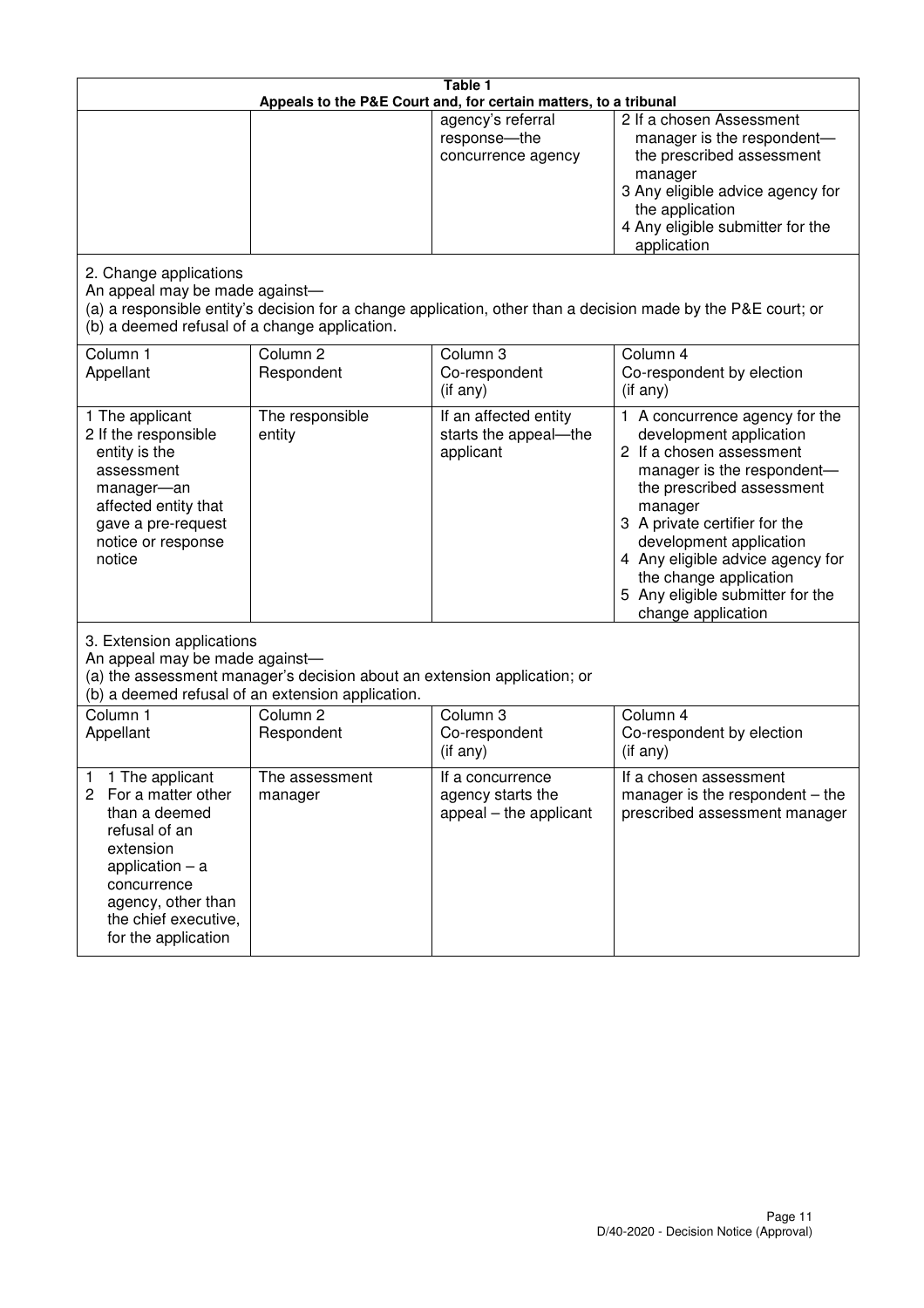**Table 1**
**Appeals to the P&E Court and, for certain matters, to a tribunal**

| | | | |
|---|---|---|---|
| | | agency's referral response—the concurrence agency | 2 If a chosen Assessment manager is the respondent—the prescribed assessment manager<br>3 Any eligible advice agency for the application<br>4 Any eligible submitter for the application |

2. Change applications
An appeal may be made against—
(a) a responsible entity's decision for a change application, other than a decision made by the P&E court; or
(b) a deemed refusal of a change application.

| Column 1<br>Appellant | Column 2<br>Respondent | Column 3<br>Co-respondent<br>(if any) | Column 4<br>Co-respondent by election<br>(if any) |
|---|---|---|---|
| 1 The applicant<br>2 If the responsible entity is the assessment manager—an affected entity that gave a pre-request notice or response notice | The responsible entity | If an affected entity starts the appeal—the applicant | 1 A concurrence agency for the development application<br>2 If a chosen assessment manager is the respondent—the prescribed assessment manager<br>3 A private certifier for the development application<br>4 Any eligible advice agency for the change application<br>5 Any eligible submitter for the change application |

3. Extension applications
An appeal may be made against—
(a) the assessment manager's decision about an extension application; or
(b) a deemed refusal of an extension application.

| Column 1<br>Appellant | Column 2<br>Respondent | Column 3<br>Co-respondent<br>(if any) | Column 4<br>Co-respondent by election<br>(if any) |
|---|---|---|---|
| 1 1 The applicant<br>2 For a matter other than a deemed refusal of an extension application – a concurrence agency, other than the chief executive, for the application | The assessment manager | If a concurrence agency starts the appeal – the applicant | If a chosen assessment manager is the respondent – the prescribed assessment manager |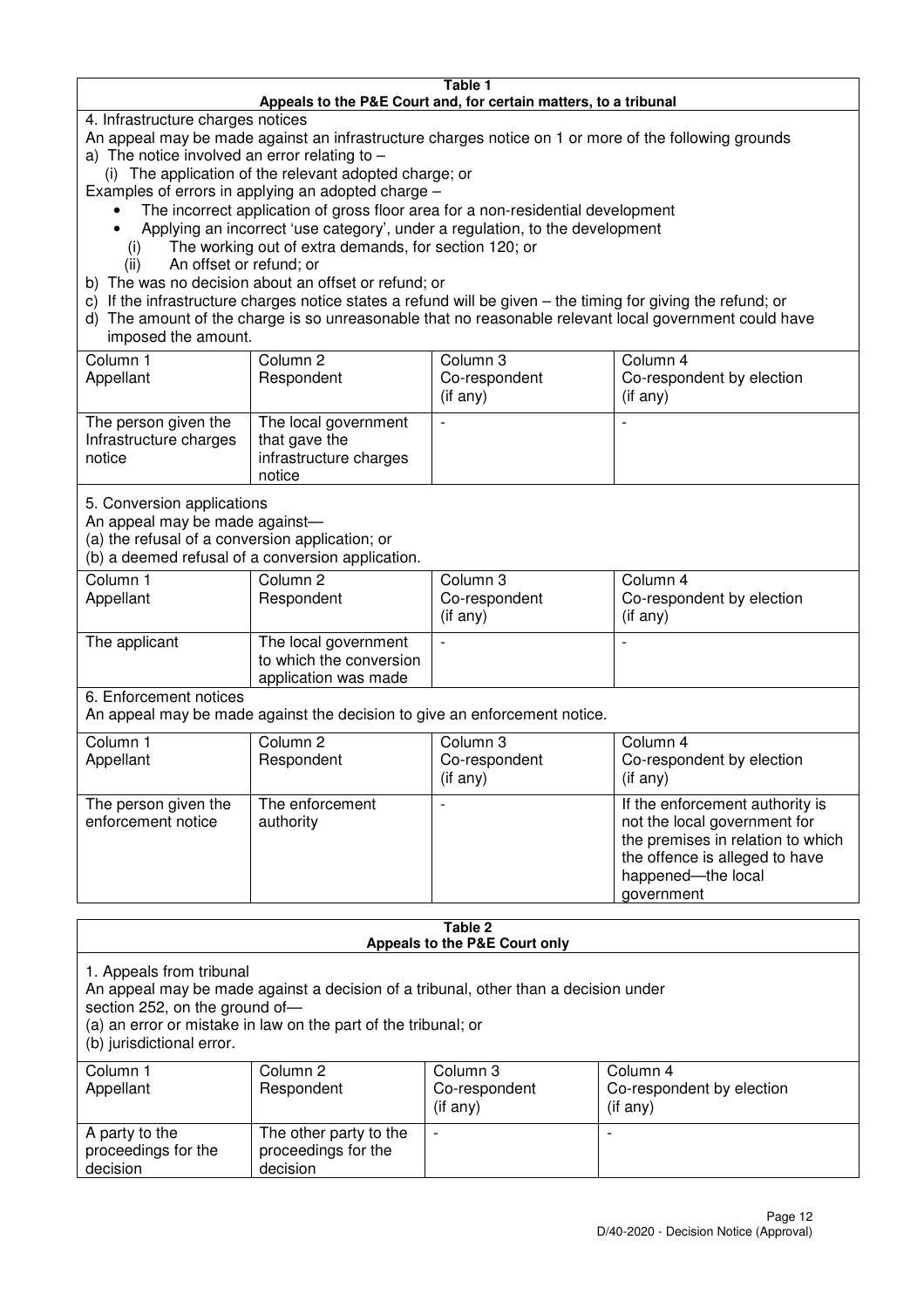**Table 1**
**Appeals to the P&E Court and, for certain matters, to a tribunal**

4. Infrastructure charges notices

An appeal may be made against an infrastructure charges notice on 1 or more of the following grounds

a) The notice involved an error relating to –

(i) The application of the relevant adopted charge; or

Examples of errors in applying an adopted charge –

- The incorrect application of gross floor area for a non-residential development
- Applying an incorrect 'use category', under a regulation, to the development

(i) The working out of extra demands, for section 120; or

(ii) An offset or refund; or

b) The was no decision about an offset or refund; or

c) If the infrastructure charges notice states a refund will be given – the timing for giving the refund; or

d) The amount of the charge is so unreasonable that no reasonable relevant local government could have imposed the amount.

| Column 1<br>Appellant | Column 2<br>Respondent | Column 3<br>Co-respondent<br>(if any) | Column 4<br>Co-respondent by election<br>(if any) |
|---|---|---|---|
| The person given the Infrastructure charges notice | The local government that gave the infrastructure charges notice | - | - |

5. Conversion applications

An appeal may be made against—

(a) the refusal of a conversion application; or

(b) a deemed refusal of a conversion application.

| Column 1<br>Appellant | Column 2<br>Respondent | Column 3<br>Co-respondent<br>(if any) | Column 4<br>Co-respondent by election<br>(if any) |
|---|---|---|---|
| The applicant | The local government to which the conversion application was made | - | - |

6. Enforcement notices

An appeal may be made against the decision to give an enforcement notice.

| Column 1<br>Appellant | Column 2<br>Respondent | Column 3<br>Co-respondent<br>(if any) | Column 4<br>Co-respondent by election<br>(if any) |
|---|---|---|---|
| The person given the enforcement notice | The enforcement authority | - | If the enforcement authority is not the local government for the premises in relation to which the offence is alleged to have happened—the local government |

**Table 2**
**Appeals to the P&E Court only**

1. Appeals from tribunal

An appeal may be made against a decision of a tribunal, other than a decision under section 252, on the ground of—

(a) an error or mistake in law on the part of the tribunal; or

(b) jurisdictional error.

| Column 1<br>Appellant | Column 2<br>Respondent | Column 3<br>Co-respondent<br>(if any) | Column 4<br>Co-respondent by election<br>(if any) |
|---|---|---|---|
| A party to the proceedings for the decision | The other party to the proceedings for the decision | - | - |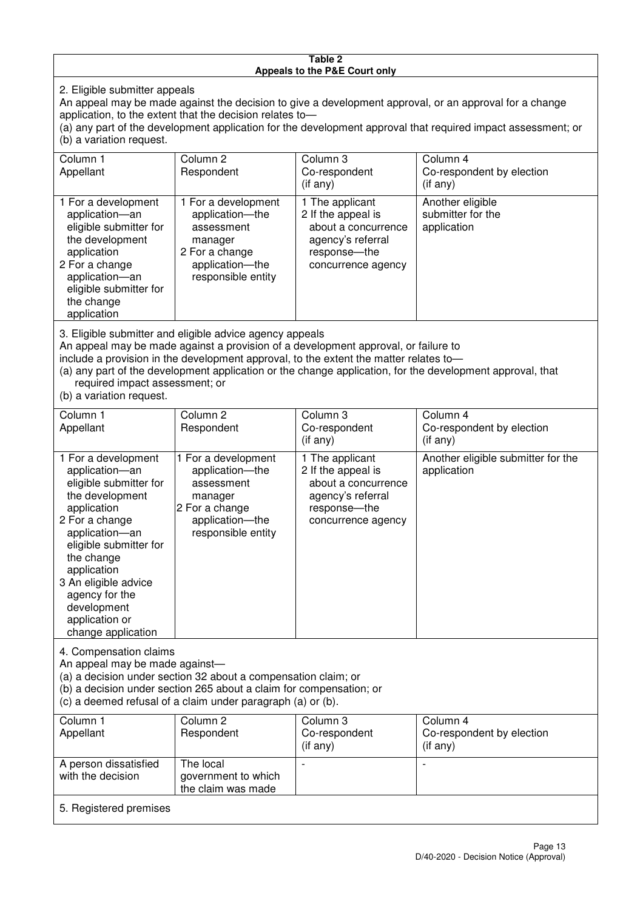**Table 2**
**Appeals to the P&E Court only**

2. Eligible submitter appeals

An appeal may be made against the decision to give a development approval, or an approval for a change application, to the extent that the decision relates to—

(a) any part of the development application for the development approval that required impact assessment; or

(b) a variation request.

| Column 1<br>Appellant | Column 2<br>Respondent | Column 3<br>Co-respondent<br>(if any) | Column 4<br>Co-respondent by election<br>(if any) |
|---|---|---|---|
| 1 For a development application—an eligible submitter for the development application<br>2 For a change application—an eligible submitter for the change application | 1 For a development application—the assessment manager<br>2 For a change application—the responsible entity | 1 The applicant<br>2 If the appeal is about a concurrence agency's referral response—the concurrence agency | Another eligible submitter for the application |

3. Eligible submitter and eligible advice agency appeals

An appeal may be made against a provision of a development approval, or failure to include a provision in the development approval, to the extent the matter relates to—

(a) any part of the development application or the change application, for the development approval, that required impact assessment; or

(b) a variation request.

| Column 1<br>Appellant | Column 2<br>Respondent | Column 3<br>Co-respondent<br>(if any) | Column 4<br>Co-respondent by election<br>(if any) |
|---|---|---|---|
| 1 For a development application—an eligible submitter for the development application<br>2 For a change application—an eligible submitter for the change application<br>3 An eligible advice agency for the development application or change application | 1 For a development application—the assessment manager<br>2 For a change application—the responsible entity | 1 The applicant<br>2 If the appeal is about a concurrence agency's referral response—the concurrence agency | Another eligible submitter for the application |

4. Compensation claims

An appeal may be made against—

(a) a decision under section 32 about a compensation claim; or

(b) a decision under section 265 about a claim for compensation; or

(c) a deemed refusal of a claim under paragraph (a) or (b).

| Column 1<br>Appellant | Column 2<br>Respondent | Column 3<br>Co-respondent<br>(if any) | Column 4<br>Co-respondent by election<br>(if any) |
|---|---|---|---|
| A person dissatisfied with the decision | The local government to which the claim was made | - | - |

5. Registered premises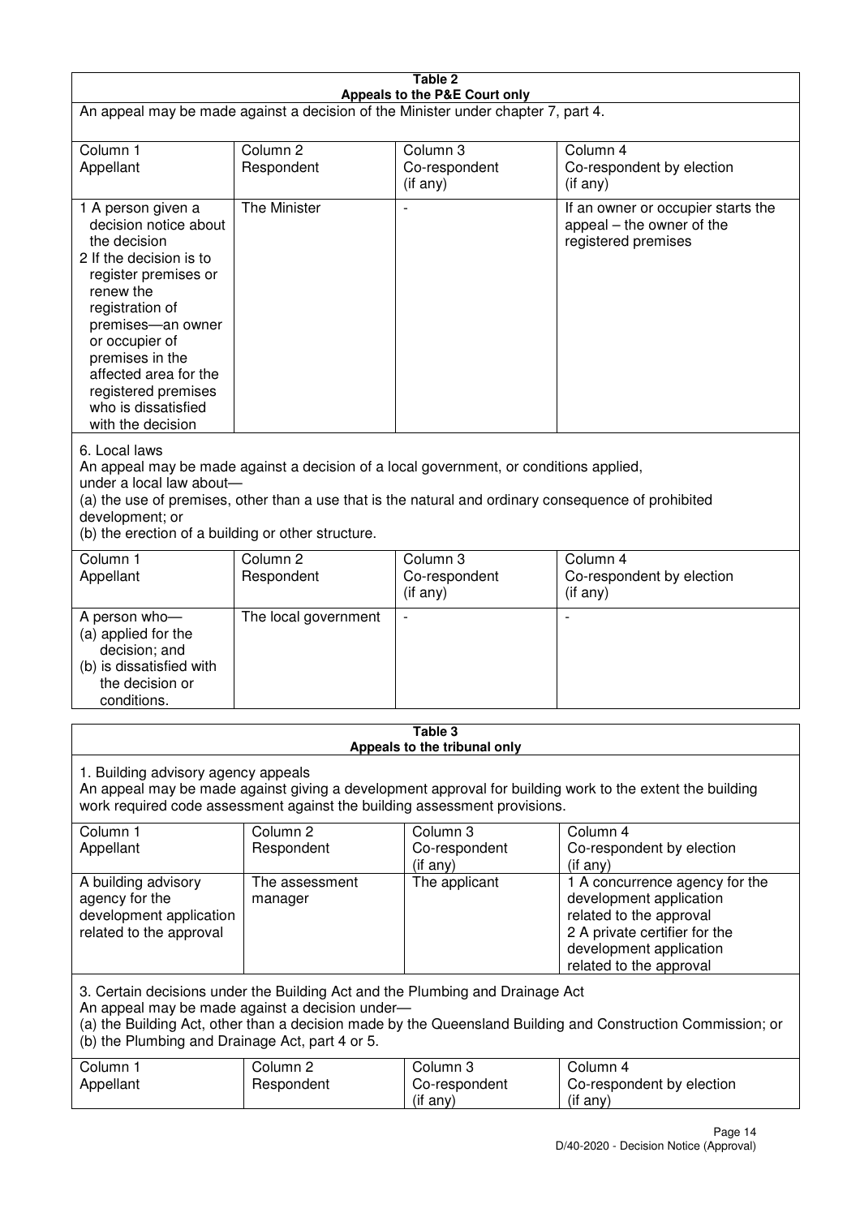**Table 2**
**Appeals to the P&E Court only**

An appeal may be made against a decision of the Minister under chapter 7, part 4.

| Column 1<br>Appellant | Column 2<br>Respondent | Column 3<br>Co-respondent<br>(if any) | Column 4<br>Co-respondent by election<br>(if any) |
|---|---|---|---|
| 1 A person given a decision notice about the decision<br>2 If the decision is to register premises or renew the registration of premises—an owner or occupier of premises in the affected area for the registered premises who is dissatisfied with the decision | The Minister | - | If an owner or occupier starts the appeal – the owner of the registered premises |

6. Local laws

An appeal may be made against a decision of a local government, or conditions applied, under a local law about—

(a) the use of premises, other than a use that is the natural and ordinary consequence of prohibited development; or

(b) the erection of a building or other structure.

| Column 1<br>Appellant | Column 2<br>Respondent | Column 3<br>Co-respondent<br>(if any) | Column 4<br>Co-respondent by election<br>(if any) |
|---|---|---|---|
| A person who—<br>(a) applied for the decision; and<br>(b) is dissatisfied with the decision or conditions. | The local government | - | - |

**Table 3**
**Appeals to the tribunal only**

1. Building advisory agency appeals

An appeal may be made against giving a development approval for building work to the extent the building work required code assessment against the building assessment provisions.

| Column 1<br>Appellant | Column 2<br>Respondent | Column 3<br>Co-respondent<br>(if any) | Column 4<br>Co-respondent by election<br>(if any) |
|---|---|---|---|
| A building advisory agency for the development application related to the approval | The assessment manager | The applicant | 1 A concurrence agency for the development application related to the approval<br>2 A private certifier for the development application related to the approval |

3. Certain decisions under the Building Act and the Plumbing and Drainage Act

An appeal may be made against a decision under—

(a) the Building Act, other than a decision made by the Queensland Building and Construction Commission; or

(b) the Plumbing and Drainage Act, part 4 or 5.

| Column 1<br>Appellant | Column 2<br>Respondent | Column 3<br>Co-respondent<br>(if any) | Column 4<br>Co-respondent by election<br>(if any) |
|---|---|---|---|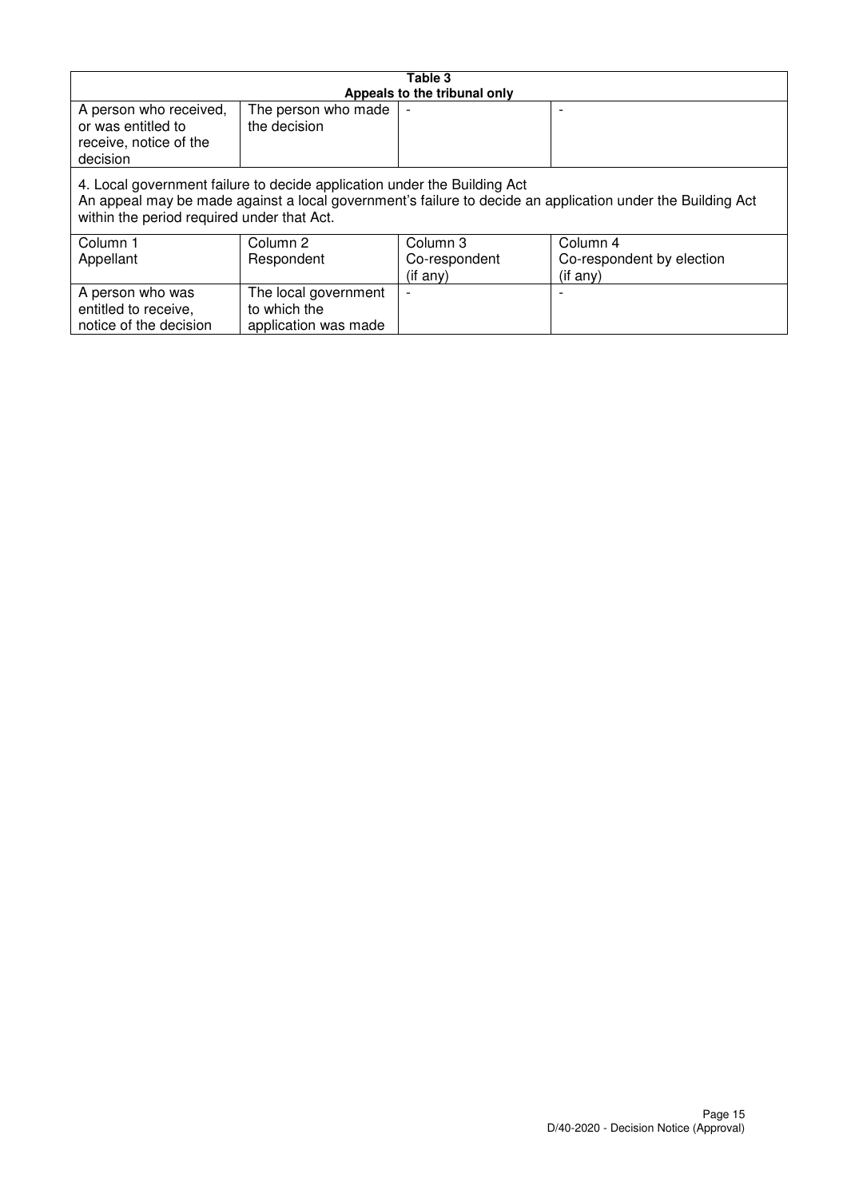| Table 3<br>Appeals to the tribunal only | | | |
|---|---|---|---|
| A person who received, or was entitled to receive, notice of the decision | The person who made the decision | - | - |
| 4. Local government failure to decide application under the Building Act<br>An appeal may be made against a local government's failure to decide an application under the Building Act within the period required under that Act. | | | |
| Column 1<br>Appellant | Column 2<br>Respondent | Column 3<br>Co-respondent (if any) | Column 4<br>Co-respondent by election (if any) |
| A person who was entitled to receive, notice of the decision | The local government to which the application was made | - | - |